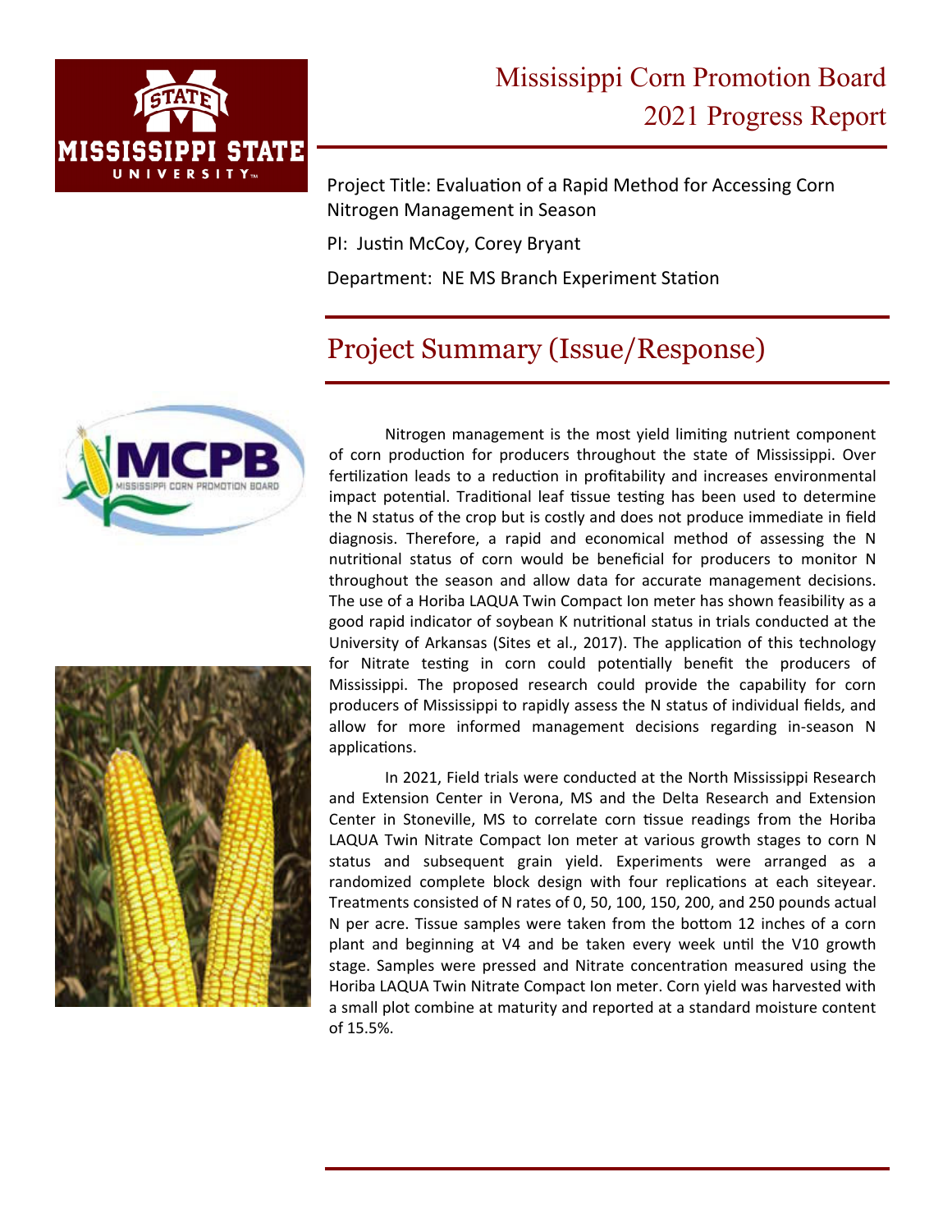# Mississippi Corn Promotion Board
# 2021 Progress Report

Project Title: Evaluation of a Rapid Method for Accessing Corn Nitrogen Management in Season

PI: Justin McCoy, Corey Bryant

Department: NE MS Branch Experiment Station

## Project Summary (Issue/Response)

Nitrogen management is the most yield limiting nutrient component of corn production for producers throughout the state of Mississippi. Over fertilization leads to a reduction in profitability and increases environmental impact potential. Traditional leaf tissue testing has been used to determine the N status of the crop but is costly and does not produce immediate in field diagnosis. Therefore, a rapid and economical method of assessing the N nutritional status of corn would be beneficial for producers to monitor N throughout the season and allow data for accurate management decisions. The use of a Horiba LAQUA Twin Compact Ion meter has shown feasibility as a good rapid indicator of soybean K nutritional status in trials conducted at the University of Arkansas (Sites et al., 2017). The application of this technology for Nitrate testing in corn could potentially benefit the producers of Mississippi. The proposed research could provide the capability for corn producers of Mississippi to rapidly assess the N status of individual fields, and allow for more informed management decisions regarding in-season N applications.

In 2021, Field trials were conducted at the North Mississippi Research and Extension Center in Verona, MS and the Delta Research and Extension Center in Stoneville, MS to correlate corn tissue readings from the Horiba LAQUA Twin Nitrate Compact Ion meter at various growth stages to corn N status and subsequent grain yield. Experiments were arranged as a randomized complete block design with four replications at each siteyear. Treatments consisted of N rates of 0, 50, 100, 150, 200, and 250 pounds actual N per acre. Tissue samples were taken from the bottom 12 inches of a corn plant and beginning at V4 and be taken every week until the V10 growth stage. Samples were pressed and Nitrate concentration measured using the Horiba LAQUA Twin Nitrate Compact Ion meter. Corn yield was harvested with a small plot combine at maturity and reported at a standard moisture content of 15.5%.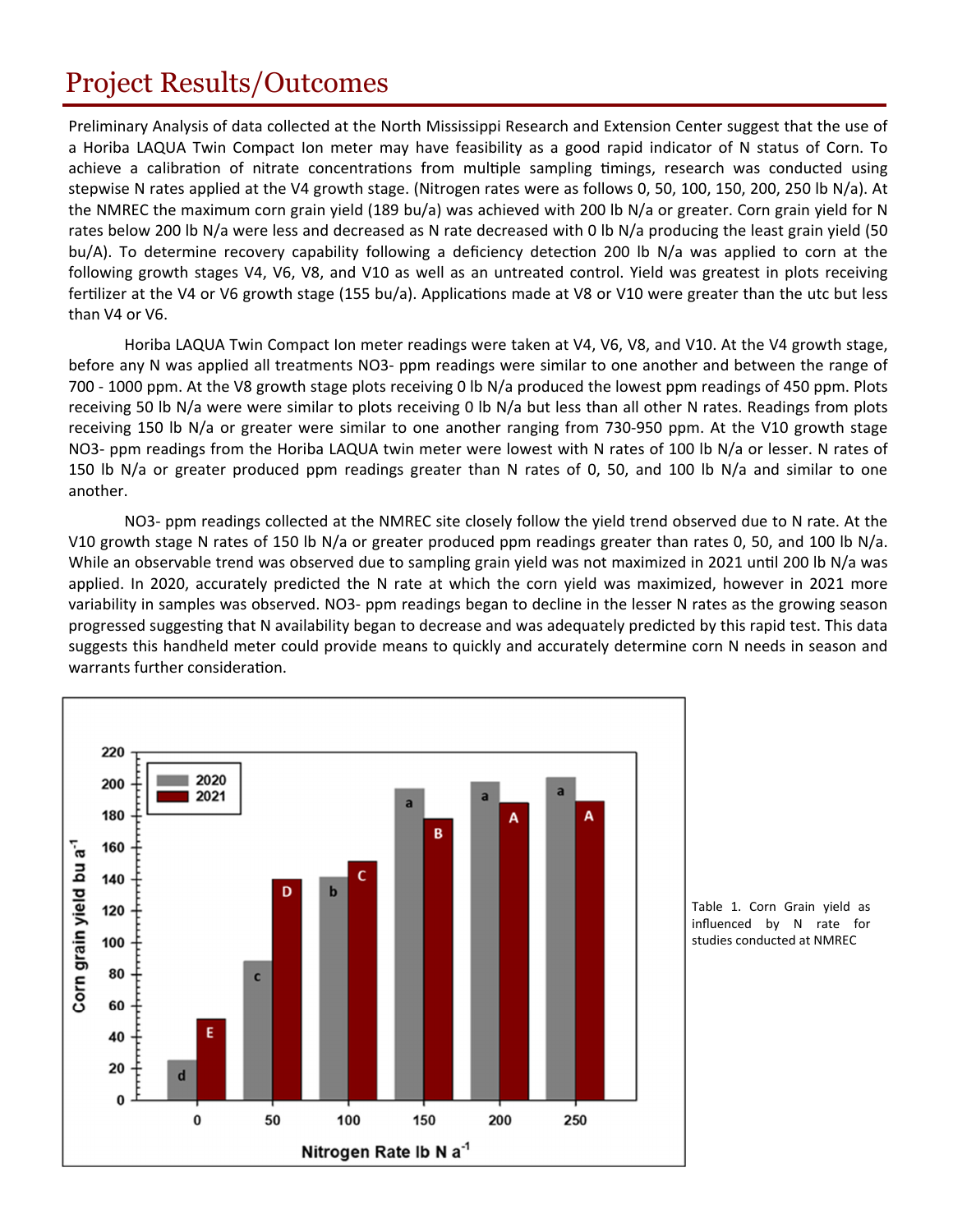# Project Results/Outcomes

Preliminary Analysis of data collected at the North Mississippi Research and Extension Center suggest that the use of a Horiba LAQUA Twin Compact Ion meter may have feasibility as a good rapid indicator of N status of Corn. To achieve a calibration of nitrate concentrations from multiple sampling timings, research was conducted using stepwise N rates applied at the V4 growth stage. (Nitrogen rates were as follows 0, 50, 100, 150, 200, 250 lb N/a). At the NMREC the maximum corn grain yield (189 bu/a) was achieved with 200 lb N/a or greater. Corn grain yield for N rates below 200 lb N/a were less and decreased as N rate decreased with 0 lb N/a producing the least grain yield (50 bu/A). To determine recovery capability following a deficiency detection 200 lb N/a was applied to corn at the following growth stages V4, V6, V8, and V10 as well as an untreated control. Yield was greatest in plots receiving fertilizer at the V4 or V6 growth stage (155 bu/a). Applications made at V8 or V10 were greater than the utc but less than V4 or V6.

Horiba LAQUA Twin Compact Ion meter readings were taken at V4, V6, V8, and V10. At the V4 growth stage, before any N was applied all treatments NO3- ppm readings were similar to one another and between the range of 700 - 1000 ppm. At the V8 growth stage plots receiving 0 lb N/a produced the lowest ppm readings of 450 ppm. Plots receiving 50 lb N/a were were similar to plots receiving 0 lb N/a but less than all other N rates. Readings from plots receiving 150 lb N/a or greater were similar to one another ranging from 730-950 ppm. At the V10 growth stage NO3- ppm readings from the Horiba LAQUA twin meter were lowest with N rates of 100 lb N/a or lesser. N rates of 150 lb N/a or greater produced ppm readings greater than N rates of 0, 50, and 100 lb N/a and similar to one another.

NO3- ppm readings collected at the NMREC site closely follow the yield trend observed due to N rate. At the V10 growth stage N rates of 150 lb N/a or greater produced ppm readings greater than rates 0, 50, and 100 lb N/a. While an observable trend was observed due to sampling grain yield was not maximized in 2021 until 200 lb N/a was applied. In 2020, accurately predicted the N rate at which the corn yield was maximized, however in 2021 more variability in samples was observed. NO3- ppm readings began to decline in the lesser N rates as the growing season progressed suggesting that N availability began to decrease and was adequately predicted by this rapid test. This data suggests this handheld meter could provide means to quickly and accurately determine corn N needs in season and warrants further consideration.

Table 1. Corn Grain yield as influenced by N rate for studies conducted at NMREC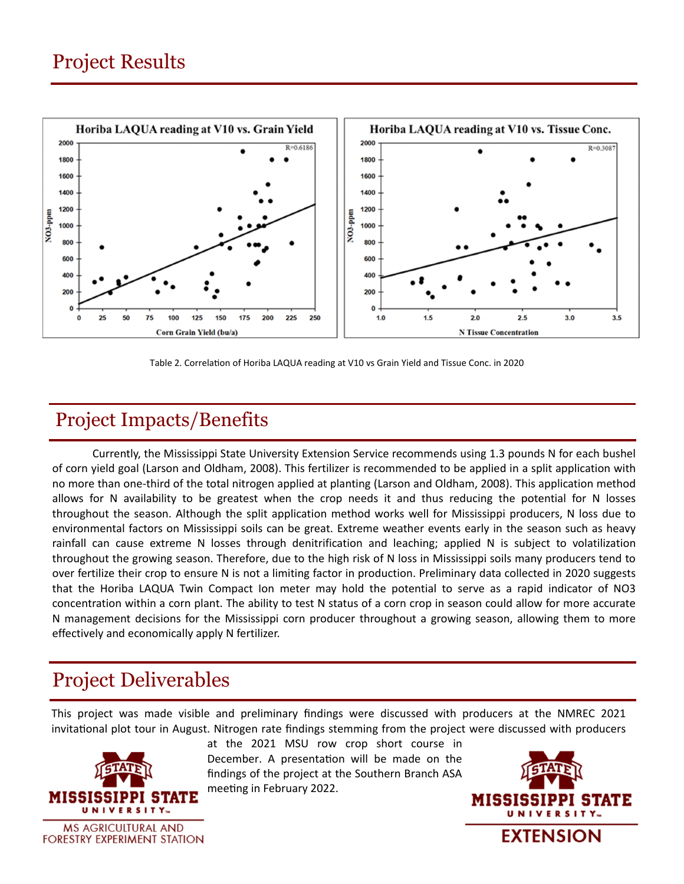# Project Results

Horiba LAQUA reading at V10 vs. Grain Yield

R=0.6186

NO3-ppm

0 200 400 600 800 1000 1200 1400 1600 1800 2000

0 25 50 75 100 125 150 175 200 225 250

Corn Grain Yield (bu/a)

Horiba LAQUA reading at V10 vs. Tissue Conc.

R=0.3087

NO3-ppm

0 200 400 600 800 1000 1200 1400 1600 1800 2000

1.0 1.5 2.0 2.5 3.0 3.5

N Tissue Concentration

Table 2. Correlation of Horiba LAQUA reading at V10 vs Grain Yield and Tissue Conc. in 2020

# Project Impacts/Benefits

Currently, the Mississippi State University Extension Service recommends using 1.3 pounds N for each bushel of corn yield goal (Larson and Oldham, 2008). This fertilizer is recommended to be applied in a split application with no more than one-third of the total nitrogen applied at planting (Larson and Oldham, 2008). This application method allows for N availability to be greatest when the crop needs it and thus reducing the potential for N losses throughout the season. Although the split application method works well for Mississippi producers, N loss due to environmental factors on Mississippi soils can be great. Extreme weather events early in the season such as heavy rainfall can cause extreme N losses through denitrification and leaching; applied N is subject to volatilization throughout the growing season. Therefore, due to the high risk of N loss in Mississippi soils many producers tend to over fertilize their crop to ensure N is not a limiting factor in production. Preliminary data collected in 2020 suggests that the Horiba LAQUA Twin Compact Ion meter may hold the potential to serve as a rapid indicator of NO3 concentration within a corn plant. The ability to test N status of a corn crop in season could allow for more accurate N management decisions for the Mississippi corn producer throughout a growing season, allowing them to more effectively and economically apply N fertilizer.

# Project Deliverables

This project was made visible and preliminary findings were discussed with producers at the NMREC 2021 invitational plot tour in August. Nitrogen rate findings stemming from the project were discussed with producers at the 2021 MSU row crop short course in December. A presentation will be made on the findings of the project at the Southern Branch ASA meeting in February 2022.

MISSISSIPPI STATE UNIVERSITY

MS AGRICULTURAL AND FORESTRY EXPERIMENT STATION

MISSISSIPPI STATE UNIVERSITY

EXTENSION